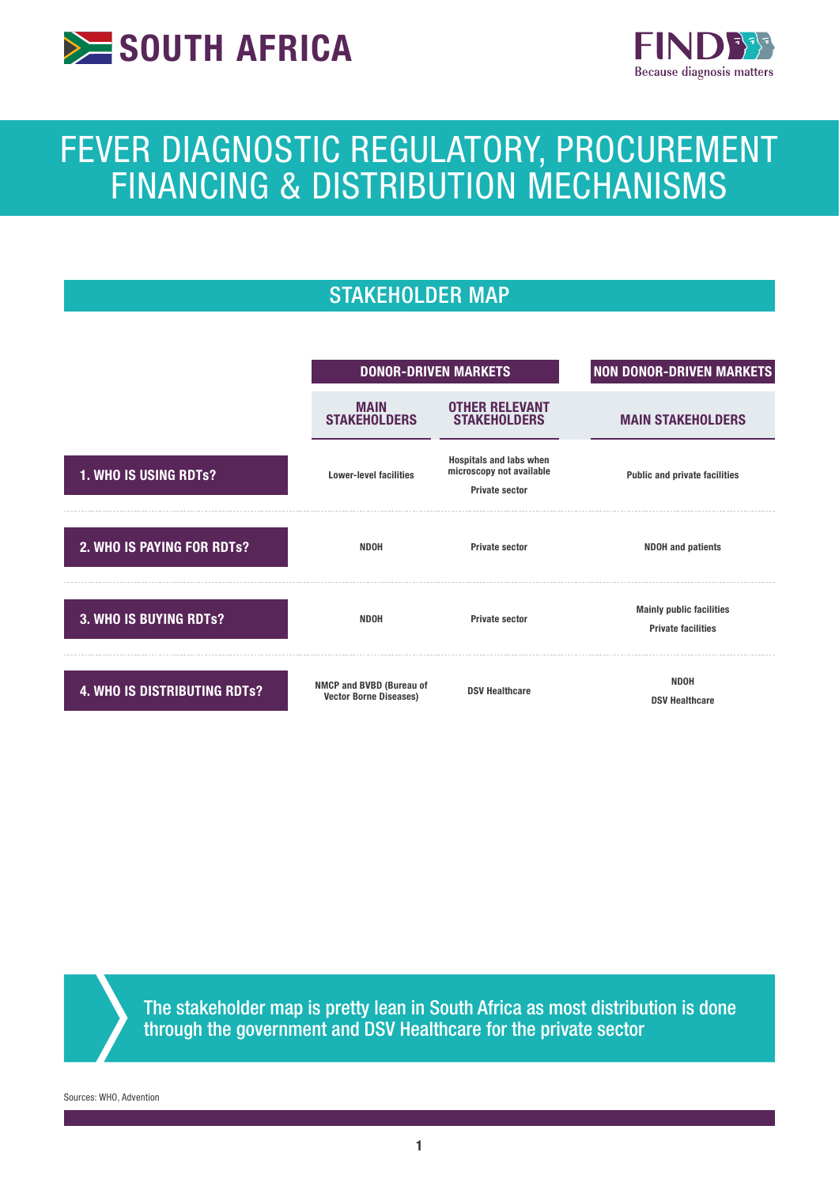# SOUTH AFRICA

FIND — Because diagnosis matters

# FEVER DIAGNOSTIC REGULATORY, PROCUREMENT FINANCING & DISTRIBUTION MECHANISMS

## STAKEHOLDER MAP

| | DONOR-DRIVEN MARKETS | | NON DONOR-DRIVEN MARKETS |
|---|---|---|---|
| | **MAIN STAKEHOLDERS** | **OTHER RELEVANT STAKEHOLDERS** | **MAIN STAKEHOLDERS** |
| **1. WHO IS USING RDTs?** | Lower-level facilities | Hospitals and labs when microscopy not available<br>Private sector | Public and private facilities |
| **2. WHO IS PAYING FOR RDTs?** | NDOH | Private sector | NDOH and patients |
| **3. WHO IS BUYING RDTs?** | NDOH | Private sector | Mainly public facilities<br>Private facilities |
| **4. WHO IS DISTRIBUTING RDTs?** | NMCP and BVBD (Bureau of Vector Borne Diseases) | DSV Healthcare | NDOH<br>DSV Healthcare |

> The stakeholder map is pretty lean in South Africa as most distribution is done through the government and DSV Healthcare for the private sector

Sources: WHO, Advention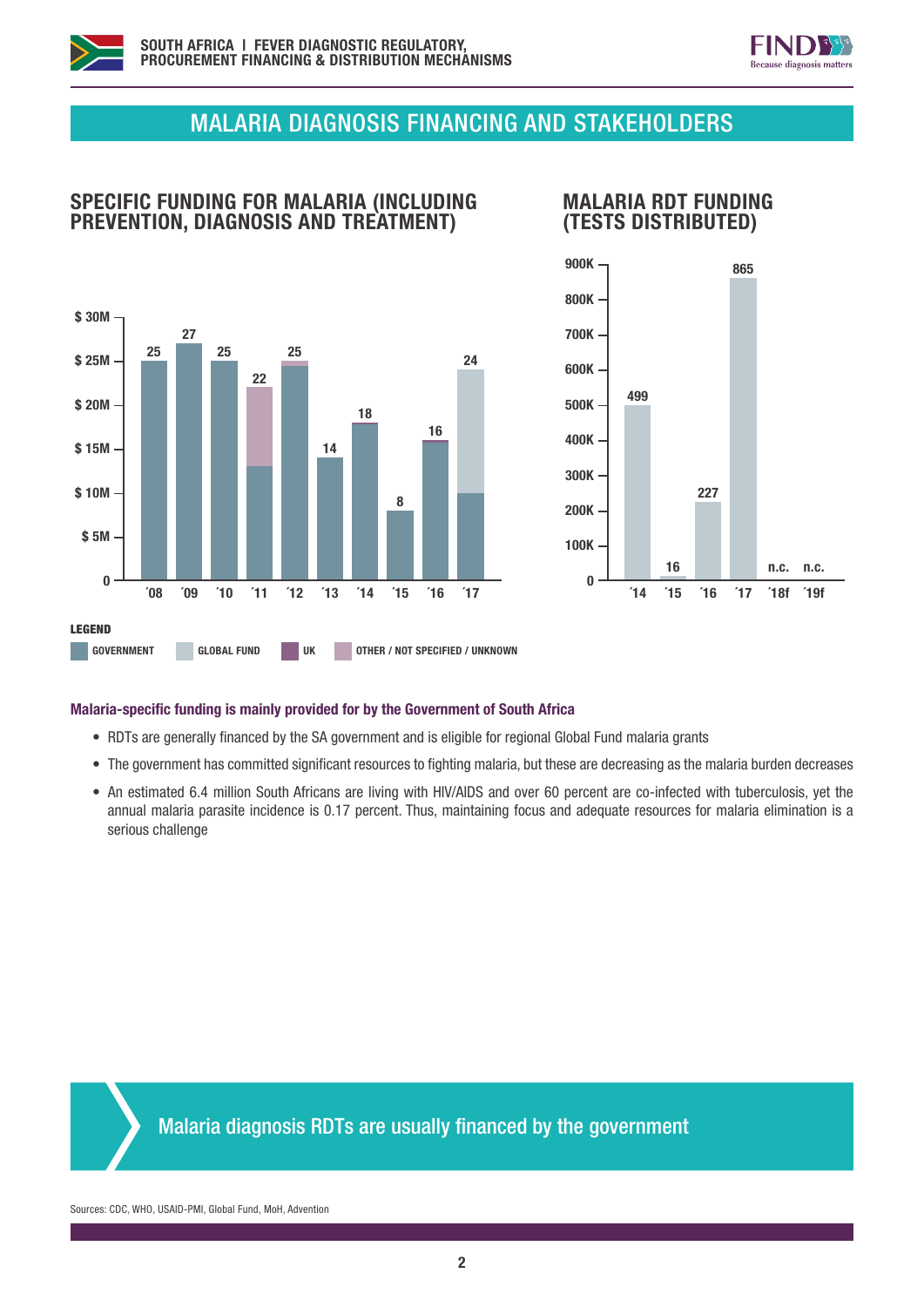## MALARIA DIAGNOSIS FINANCING AND STAKEHOLDERS

### SPECIFIC FUNDING FOR MALARIA (INCLUDING PREVENTION, DIAGNOSIS AND TREATMENT)

| Year | Total ($M) |
|---|---|
| ´08 | 25 |
| ´09 | 27 |
| ´10 | 25 |
| ´11 | 22 |
| ´12 | 25 |
| ´13 | 14 |
| ´14 | 18 |
| ´15 | 8 |
| ´16 | 16 |
| ´17 | 24 |

LEGEND: GOVERNMENT | GLOBAL FUND | UK | OTHER / NOT SPECIFIED / UNKNOWN

### MALARIA RDT FUNDING (TESTS DISTRIBUTED)

| Year | Tests (K) |
|---|---|
| ´14 | 499 |
| ´15 | 16 |
| ´16 | 227 |
| ´17 | 865 |
| ´18f | n.c. |
| ´19f | n.c. |

**Malaria-specific funding is mainly provided for by the Government of South Africa**

- RDTs are generally financed by the SA government and is eligible for regional Global Fund malaria grants
- The government has committed significant resources to fighting malaria, but these are decreasing as the malaria burden decreases
- An estimated 6.4 million South Africans are living with HIV/AIDS and over 60 percent are co-infected with tuberculosis, yet the annual malaria parasite incidence is 0.17 percent. Thus, maintaining focus and adequate resources for malaria elimination is a serious challenge

Malaria diagnosis RDTs are usually financed by the government

Sources: CDC, WHO, USAID-PMI, Global Fund, MoH, Advention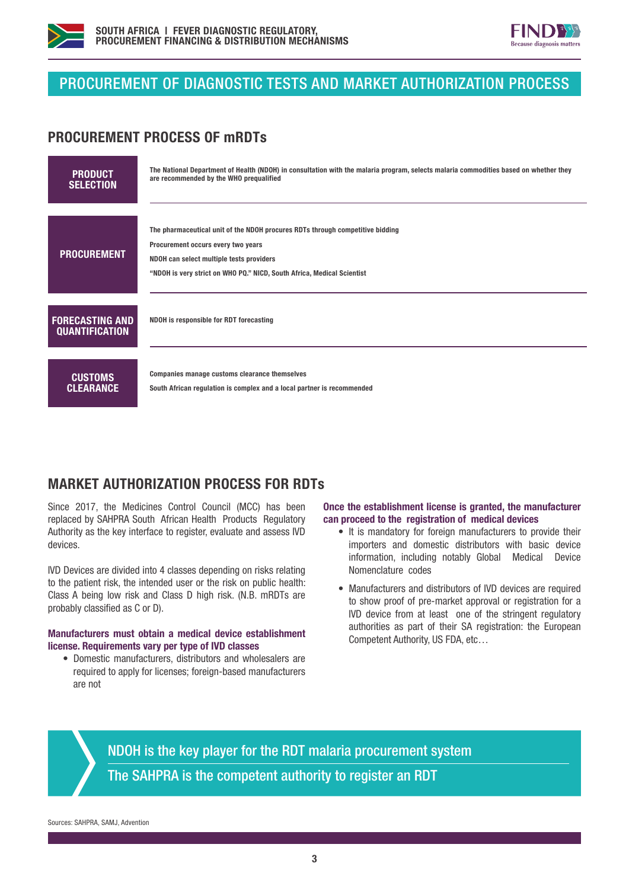## PROCUREMENT OF DIAGNOSTIC TESTS AND MARKET AUTHORIZATION PROCESS

### PROCUREMENT PROCESS OF mRDTs

| | |
|---|---|
| **PRODUCT SELECTION** | The National Department of Health (NDOH) in consultation with the malaria program, selects malaria commodities based on whether they are recommended by the WHO prequalified |
| **PROCUREMENT** | The pharmaceutical unit of the NDOH procures RDTs through competitive bidding<br>Procurement occurs every two years<br>NDOH can select multiple tests providers<br>"NDOH is very strict on WHO PQ." NICD, South Africa, Medical Scientist |
| **FORECASTING AND QUANTIFICATION** | NDOH is responsible for RDT forecasting |
| **CUSTOMS CLEARANCE** | Companies manage customs clearance themselves<br>South African regulation is complex and a local partner is recommended |

### MARKET AUTHORIZATION PROCESS FOR RDTs

Since 2017, the Medicines Control Council (MCC) has been replaced by SAHPRA South African Health Products Regulatory Authority as the key interface to register, evaluate and assess IVD devices.

IVD Devices are divided into 4 classes depending on risks relating to the patient risk, the intended user or the risk on public health: Class A being low risk and Class D high risk. (N.B. mRDTs are probably classified as C or D).

**Manufacturers must obtain a medical device establishment license. Requirements vary per type of IVD classes**

- Domestic manufacturers, distributors and wholesalers are required to apply for licenses; foreign-based manufacturers are not

**Once the establishment license is granted, the manufacturer can proceed to the registration of medical devices**

- It is mandatory for foreign manufacturers to provide their importers and domestic distributors with basic device information, including notably Global Medical Device Nomenclature codes
- Manufacturers and distributors of IVD devices are required to show proof of pre-market approval or registration for a IVD device from at least one of the stringent regulatory authorities as part of their SA registration: the European Competent Authority, US FDA, etc…

NDOH is the key player for the RDT malaria procurement system

The SAHPRA is the competent authority to register an RDT

Sources: SAHPRA, SAMJ, Advention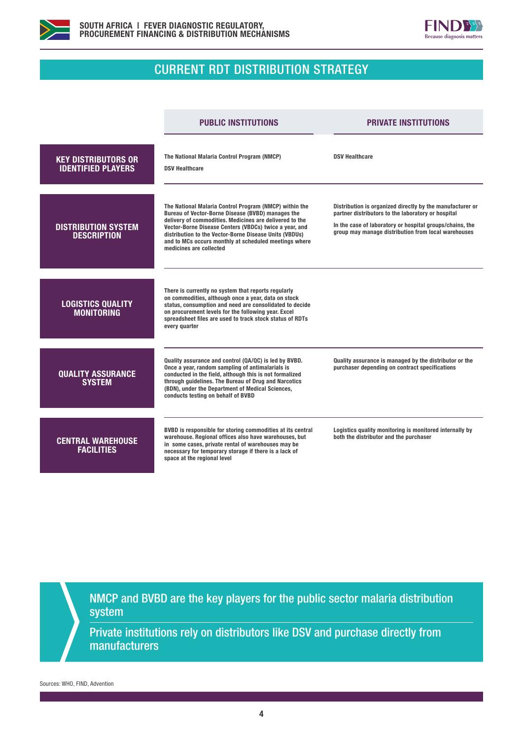# CURRENT RDT DISTRIBUTION STRATEGY

| | PUBLIC INSTITUTIONS | PRIVATE INSTITUTIONS |
|---|---|---|
| **KEY DISTRIBUTORS OR IDENTIFIED PLAYERS** | The National Malaria Control Program (NMCP)<br>DSV Healthcare | DSV Healthcare |
| **DISTRIBUTION SYSTEM DESCRIPTION** | The National Malaria Control Program (NMCP) within the Bureau of Vector-Borne Disease (BVBD) manages the delivery of commodities. Medicines are delivered to the Vector-Borne Disease Centers (VBDCs) twice a year, and distribution to the Vector-Borne Disease Units (VBDUs) and to MCs occurs monthly at scheduled meetings where medicines are collected | Distribution is organized directly by the manufacturer or partner distributors to the laboratory or hospital<br>In the case of laboratory or hospital groups/chains, the group may manage distribution from local warehouses |
| **LOGISTICS QUALITY MONITORING** | There is currently no system that reports regularly on commodities, although once a year, data on stock status, consumption and need are consolidated to decide on procurement levels for the following year. Excel spreadsheet files are used to track stock status of RDTs every quarter | |
| **QUALITY ASSURANCE SYSTEM** | Quality assurance and control (QA/QC) is led by BVBD. Once a year, random sampling of antimalarials is conducted in the field, although this is not formalized through guidelines. The Bureau of Drug and Narcotics (BDN), under the Department of Medical Sciences, conducts testing on behalf of BVBD | Quality assurance is managed by the distributor or the purchaser depending on contract specifications |
| **CENTRAL WAREHOUSE FACILITIES** | BVBD is responsible for storing commodities at its central warehouse. Regional offices also have warehouses, but in some cases, private rental of warehouses may be necessary for temporary storage if there is a lack of space at the regional level | Logistics quality monitoring is monitored internally by both the distributor and the purchaser |

NMCP and BVBD are the key players for the public sector malaria distribution system

Private institutions rely on distributors like DSV and purchase directly from manufacturers

Sources: WHO, FIND, Advention